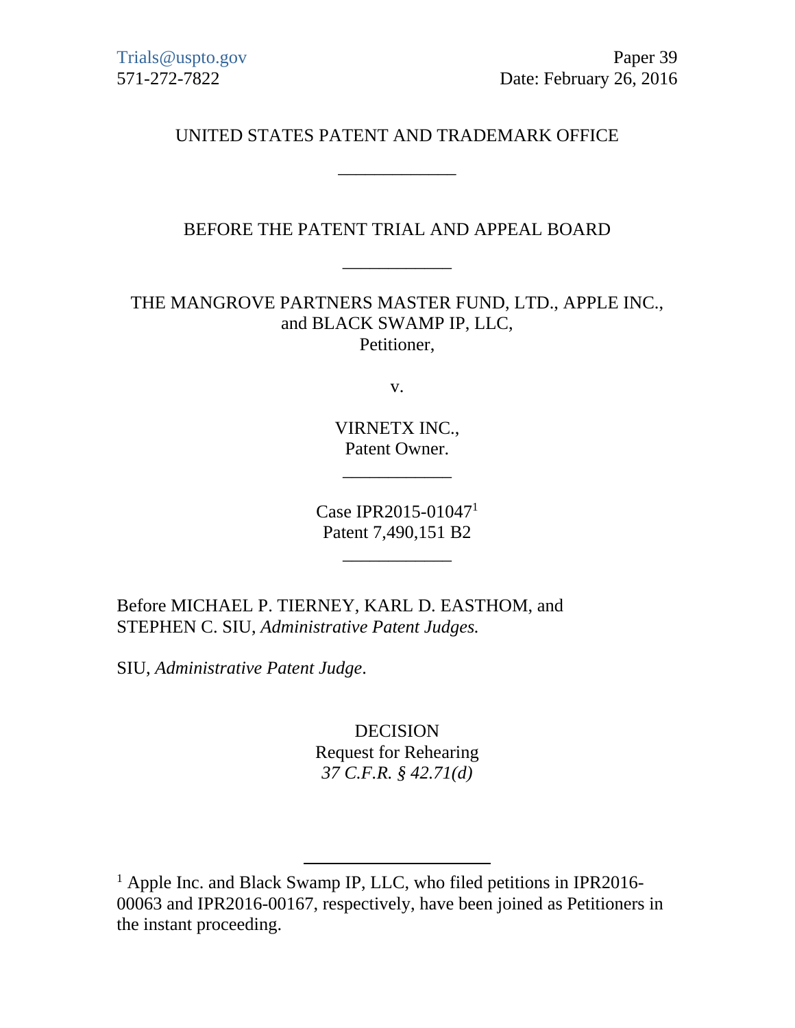Trials@uspto.gov
571-272-7822

Paper 39
Date: February 26, 2016

UNITED STATES PATENT AND TRADEMARK OFFICE

____________

BEFORE THE PATENT TRIAL AND APPEAL BOARD

____________

THE MANGROVE PARTNERS MASTER FUND, LTD., APPLE INC., and BLACK SWAMP IP, LLC,
Petitioner,

v.

VIRNETX INC.,
Patent Owner.

____________

Case IPR2015-01047[1]
Patent 7,490,151 B2

____________

Before MICHAEL P. TIERNEY, KARL D. EASTHOM, and STEPHEN C. SIU, *Administrative Patent Judges.*

SIU, *Administrative Patent Judge*.

DECISION
Request for Rehearing
*37 C.F.R. § 42.71(d)*

---

[1] Apple Inc. and Black Swamp IP, LLC, who filed petitions in IPR2016-00063 and IPR2016-00167, respectively, have been joined as Petitioners in the instant proceeding.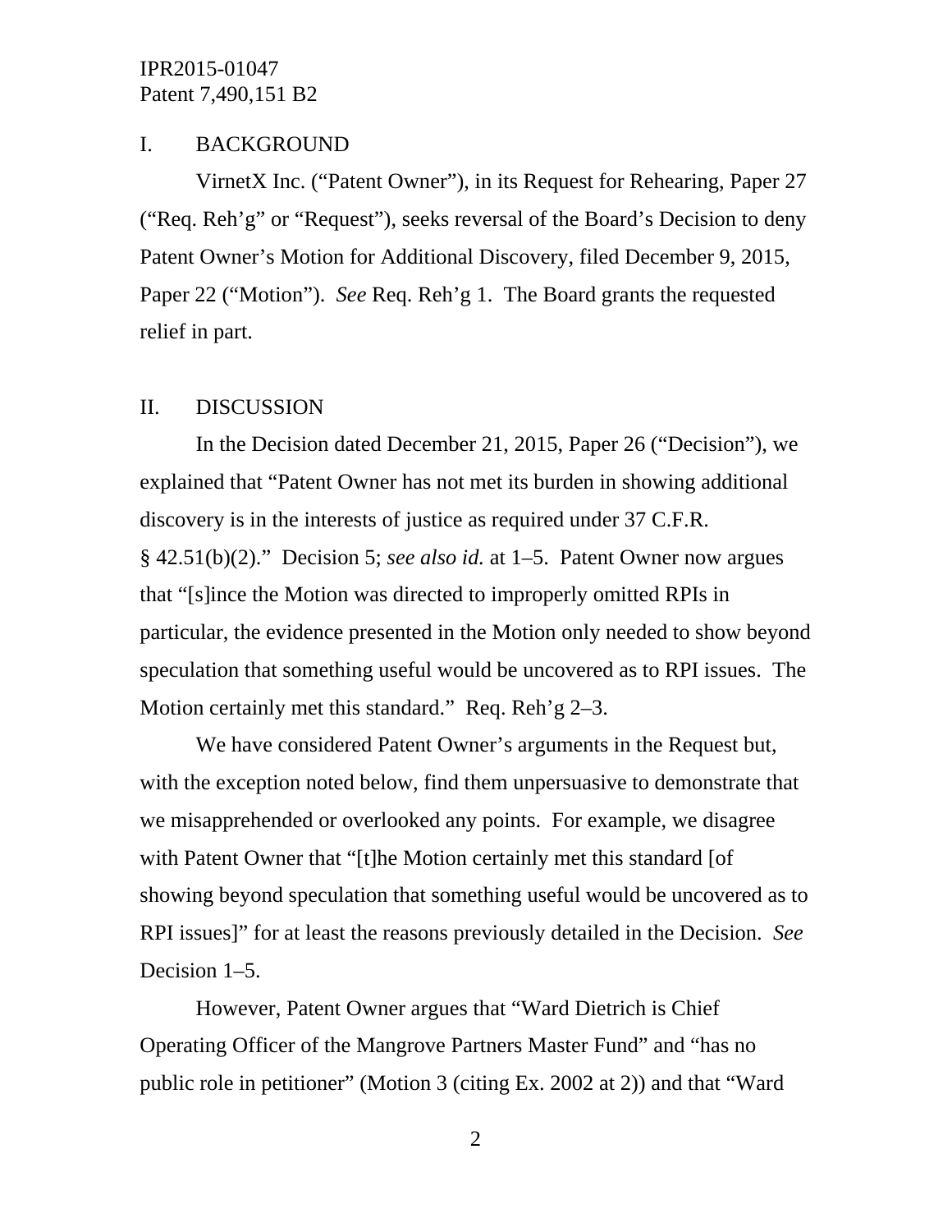## I. BACKGROUND

VirnetX Inc. ("Patent Owner"), in its Request for Rehearing, Paper 27 ("Req. Reh'g" or "Request"), seeks reversal of the Board's Decision to deny Patent Owner's Motion for Additional Discovery, filed December 9, 2015, Paper 22 ("Motion"). *See* Req. Reh'g 1. The Board grants the requested relief in part.

## II. DISCUSSION

In the Decision dated December 21, 2015, Paper 26 ("Decision"), we explained that "Patent Owner has not met its burden in showing additional discovery is in the interests of justice as required under 37 C.F.R. § 42.51(b)(2)." Decision 5; *see also id.* at 1–5. Patent Owner now argues that "[s]ince the Motion was directed to improperly omitted RPIs in particular, the evidence presented in the Motion only needed to show beyond speculation that something useful would be uncovered as to RPI issues. The Motion certainly met this standard." Req. Reh'g 2–3.

We have considered Patent Owner's arguments in the Request but, with the exception noted below, find them unpersuasive to demonstrate that we misapprehended or overlooked any points. For example, we disagree with Patent Owner that "[t]he Motion certainly met this standard [of showing beyond speculation that something useful would be uncovered as to RPI issues]" for at least the reasons previously detailed in the Decision. *See* Decision 1–5.

However, Patent Owner argues that "Ward Dietrich is Chief Operating Officer of the Mangrove Partners Master Fund" and "has no public role in petitioner" (Motion 3 (citing Ex. 2002 at 2)) and that "Ward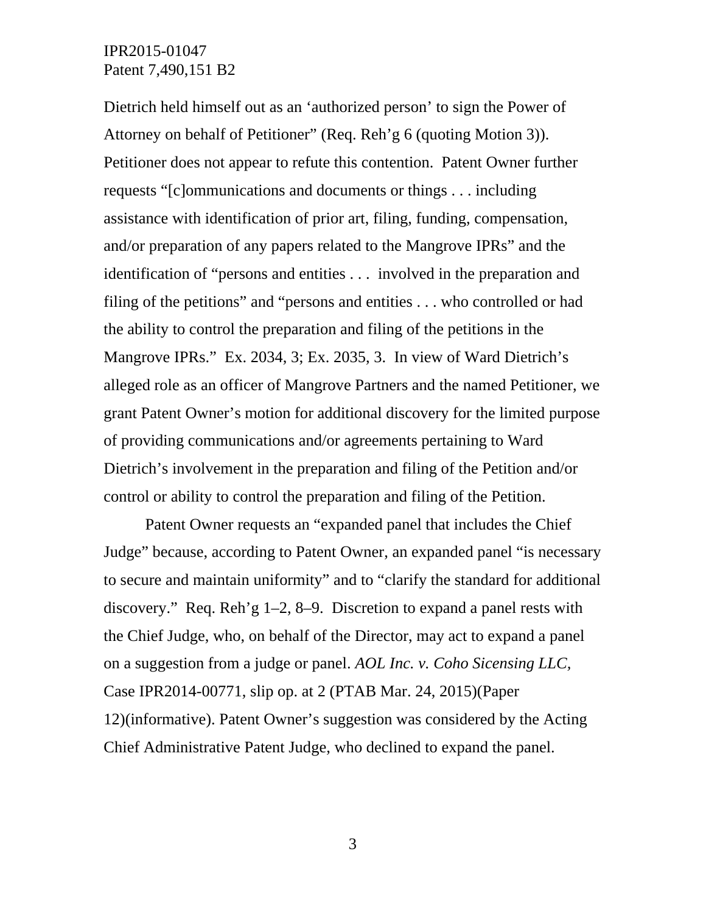Dietrich held himself out as an 'authorized person' to sign the Power of Attorney on behalf of Petitioner" (Req. Reh'g 6 (quoting Motion 3)). Petitioner does not appear to refute this contention. Patent Owner further requests "[c]ommunications and documents or things . . . including assistance with identification of prior art, filing, funding, compensation, and/or preparation of any papers related to the Mangrove IPRs" and the identification of "persons and entities . . . involved in the preparation and filing of the petitions" and "persons and entities . . . who controlled or had the ability to control the preparation and filing of the petitions in the Mangrove IPRs." Ex. 2034, 3; Ex. 2035, 3. In view of Ward Dietrich's alleged role as an officer of Mangrove Partners and the named Petitioner, we grant Patent Owner's motion for additional discovery for the limited purpose of providing communications and/or agreements pertaining to Ward Dietrich's involvement in the preparation and filing of the Petition and/or control or ability to control the preparation and filing of the Petition.

Patent Owner requests an "expanded panel that includes the Chief Judge" because, according to Patent Owner, an expanded panel "is necessary to secure and maintain uniformity" and to "clarify the standard for additional discovery." Req. Reh'g 1–2, 8–9. Discretion to expand a panel rests with the Chief Judge, who, on behalf of the Director, may act to expand a panel on a suggestion from a judge or panel. *AOL Inc. v. Coho Sicensing LLC,* Case IPR2014-00771, slip op. at 2 (PTAB Mar. 24, 2015)(Paper 12)(informative). Patent Owner's suggestion was considered by the Acting Chief Administrative Patent Judge, who declined to expand the panel.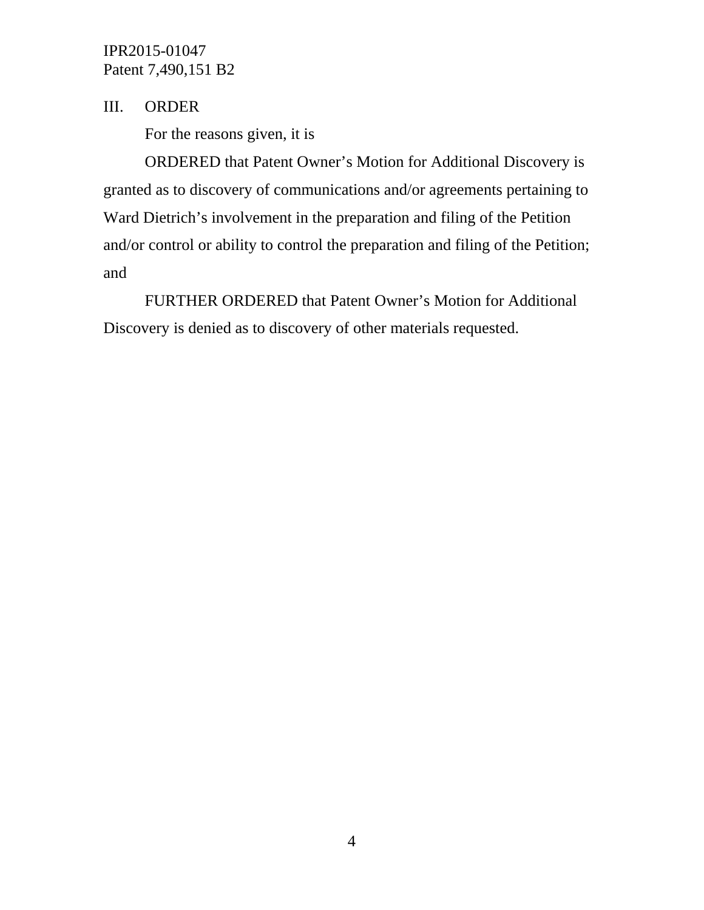## III. ORDER

For the reasons given, it is

ORDERED that Patent Owner's Motion for Additional Discovery is granted as to discovery of communications and/or agreements pertaining to Ward Dietrich's involvement in the preparation and filing of the Petition and/or control or ability to control the preparation and filing of the Petition; and

FURTHER ORDERED that Patent Owner's Motion for Additional Discovery is denied as to discovery of other materials requested.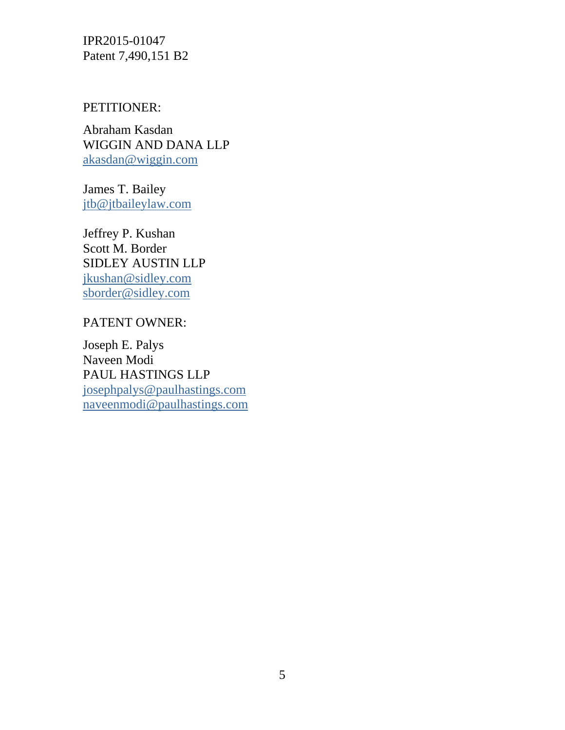PETITIONER:

Abraham Kasdan
WIGGIN AND DANA LLP
akasdan@wiggin.com

James T. Bailey
jtb@jtbaileylaw.com

Jeffrey P. Kushan
Scott M. Border
SIDLEY AUSTIN LLP
jkushan@sidley.com
sborder@sidley.com

PATENT OWNER:

Joseph E. Palys
Naveen Modi
PAUL HASTINGS LLP
josephpalys@paulhastings.com
naveenmodi@paulhastings.com